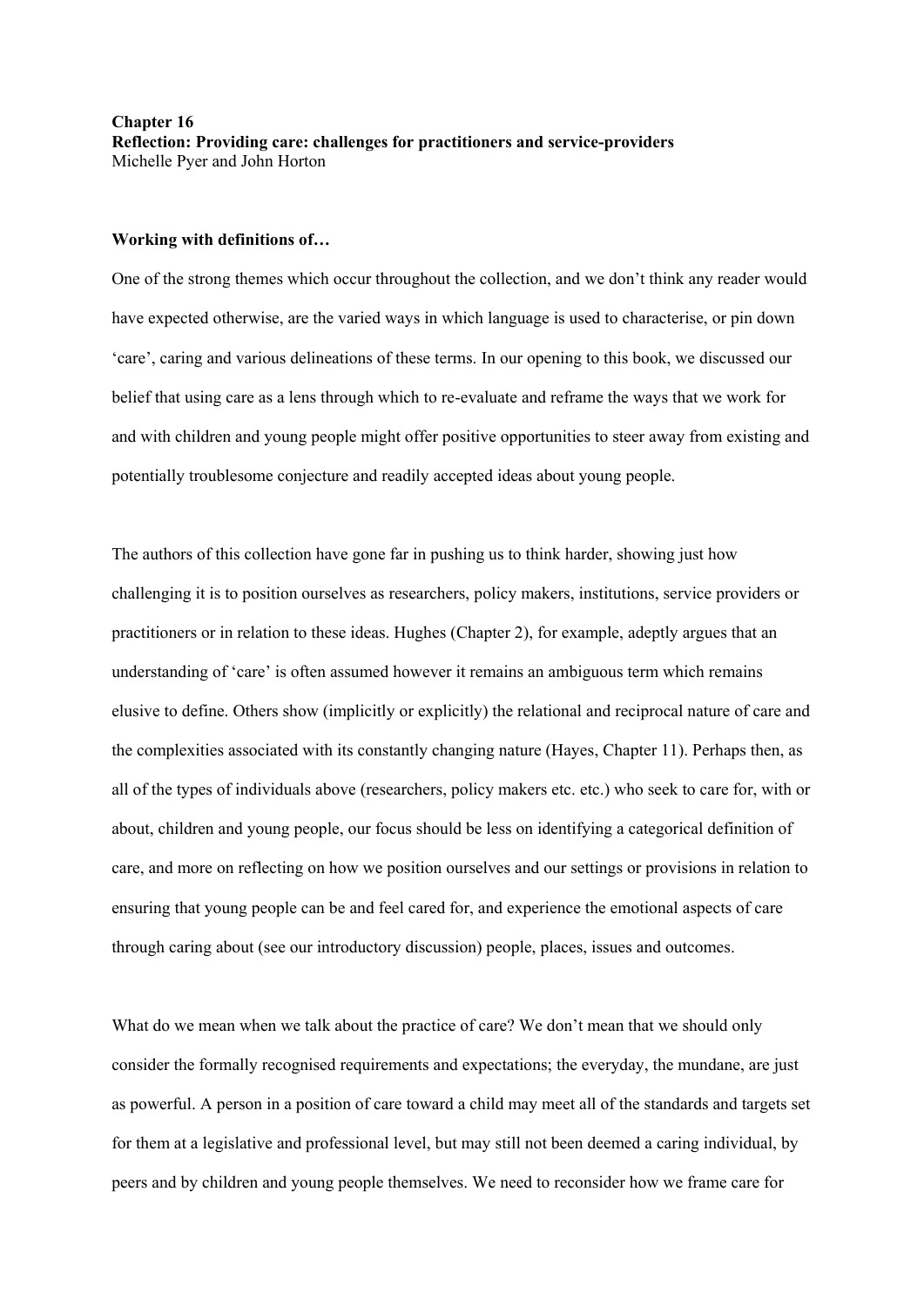**Chapter 16**
**Reflection: Providing care: challenges for practitioners and service-providers**
Michelle Pyer and John Horton

**Working with definitions of…**

One of the strong themes which occur throughout the collection, and we don't think any reader would have expected otherwise, are the varied ways in which language is used to characterise, or pin down 'care', caring and various delineations of these terms. In our opening to this book, we discussed our belief that using care as a lens through which to re-evaluate and reframe the ways that we work for and with children and young people might offer positive opportunities to steer away from existing and potentially troublesome conjecture and readily accepted ideas about young people.

The authors of this collection have gone far in pushing us to think harder, showing just how challenging it is to position ourselves as researchers, policy makers, institutions, service providers or practitioners or in relation to these ideas. Hughes (Chapter 2), for example, adeptly argues that an understanding of 'care' is often assumed however it remains an ambiguous term which remains elusive to define. Others show (implicitly or explicitly) the relational and reciprocal nature of care and the complexities associated with its constantly changing nature (Hayes, Chapter 11). Perhaps then, as all of the types of individuals above (researchers, policy makers etc. etc.) who seek to care for, with or about, children and young people, our focus should be less on identifying a categorical definition of care, and more on reflecting on how we position ourselves and our settings or provisions in relation to ensuring that young people can be and feel cared for, and experience the emotional aspects of care through caring about (see our introductory discussion) people, places, issues and outcomes.

What do we mean when we talk about the practice of care? We don't mean that we should only consider the formally recognised requirements and expectations; the everyday, the mundane, are just as powerful. A person in a position of care toward a child may meet all of the standards and targets set for them at a legislative and professional level, but may still not been deemed a caring individual, by peers and by children and young people themselves. We need to reconsider how we frame care for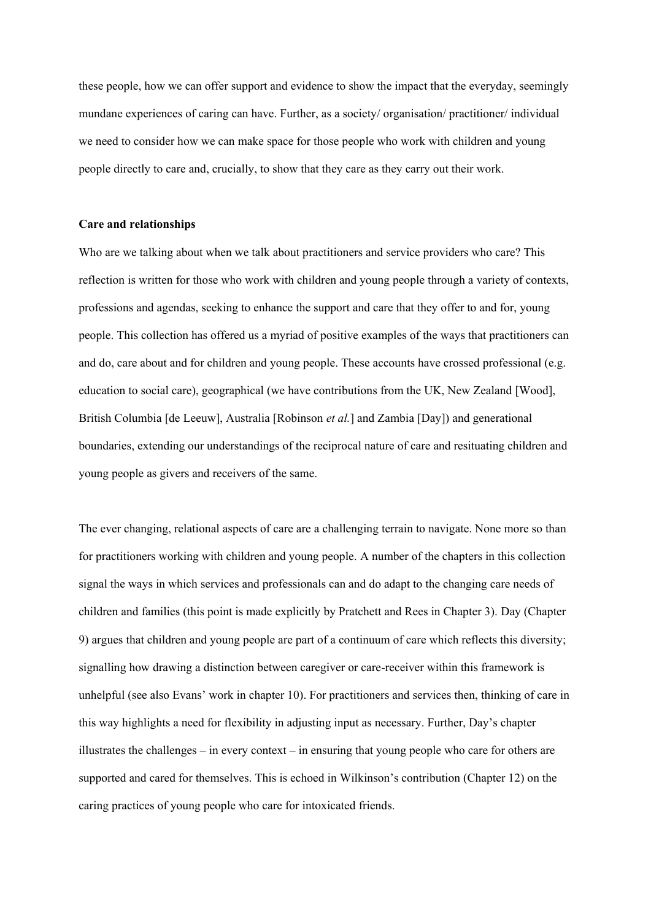these people, how we can offer support and evidence to show the impact that the everyday, seemingly mundane experiences of caring can have. Further, as a society/ organisation/ practitioner/ individual we need to consider how we can make space for those people who work with children and young people directly to care and, crucially, to show that they care as they carry out their work.

**Care and relationships**

Who are we talking about when we talk about practitioners and service providers who care? This reflection is written for those who work with children and young people through a variety of contexts, professions and agendas, seeking to enhance the support and care that they offer to and for, young people. This collection has offered us a myriad of positive examples of the ways that practitioners can and do, care about and for children and young people. These accounts have crossed professional (e.g. education to social care), geographical (we have contributions from the UK, New Zealand [Wood], British Columbia [de Leeuw], Australia [Robinson *et al.*] and Zambia [Day]) and generational boundaries, extending our understandings of the reciprocal nature of care and resituating children and young people as givers and receivers of the same.

The ever changing, relational aspects of care are a challenging terrain to navigate. None more so than for practitioners working with children and young people. A number of the chapters in this collection signal the ways in which services and professionals can and do adapt to the changing care needs of children and families (this point is made explicitly by Pratchett and Rees in Chapter 3). Day (Chapter 9) argues that children and young people are part of a continuum of care which reflects this diversity; signalling how drawing a distinction between caregiver or care-receiver within this framework is unhelpful (see also Evans' work in chapter 10). For practitioners and services then, thinking of care in this way highlights a need for flexibility in adjusting input as necessary. Further, Day's chapter illustrates the challenges – in every context – in ensuring that young people who care for others are supported and cared for themselves. This is echoed in Wilkinson's contribution (Chapter 12) on the caring practices of young people who care for intoxicated friends.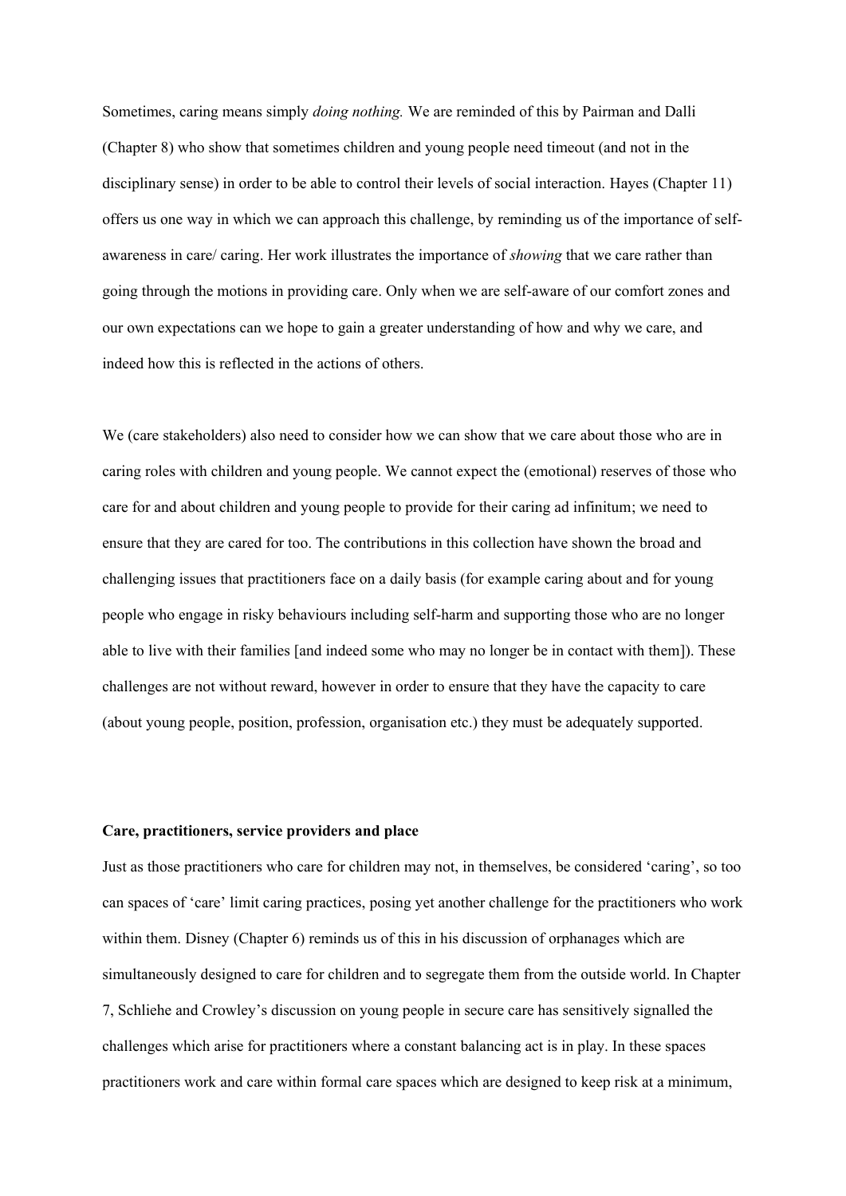Sometimes, caring means simply *doing nothing.* We are reminded of this by Pairman and Dalli (Chapter 8) who show that sometimes children and young people need timeout (and not in the disciplinary sense) in order to be able to control their levels of social interaction. Hayes (Chapter 11) offers us one way in which we can approach this challenge, by reminding us of the importance of self-awareness in care/ caring. Her work illustrates the importance of *showing* that we care rather than going through the motions in providing care. Only when we are self-aware of our comfort zones and our own expectations can we hope to gain a greater understanding of how and why we care, and indeed how this is reflected in the actions of others.

We (care stakeholders) also need to consider how we can show that we care about those who are in caring roles with children and young people. We cannot expect the (emotional) reserves of those who care for and about children and young people to provide for their caring ad infinitum; we need to ensure that they are cared for too. The contributions in this collection have shown the broad and challenging issues that practitioners face on a daily basis (for example caring about and for young people who engage in risky behaviours including self-harm and supporting those who are no longer able to live with their families [and indeed some who may no longer be in contact with them]). These challenges are not without reward, however in order to ensure that they have the capacity to care (about young people, position, profession, organisation etc.) they must be adequately supported.

**Care, practitioners, service providers and place**

Just as those practitioners who care for children may not, in themselves, be considered 'caring', so too can spaces of 'care' limit caring practices, posing yet another challenge for the practitioners who work within them. Disney (Chapter 6) reminds us of this in his discussion of orphanages which are simultaneously designed to care for children and to segregate them from the outside world. In Chapter 7, Schliehe and Crowley's discussion on young people in secure care has sensitively signalled the challenges which arise for practitioners where a constant balancing act is in play. In these spaces practitioners work and care within formal care spaces which are designed to keep risk at a minimum,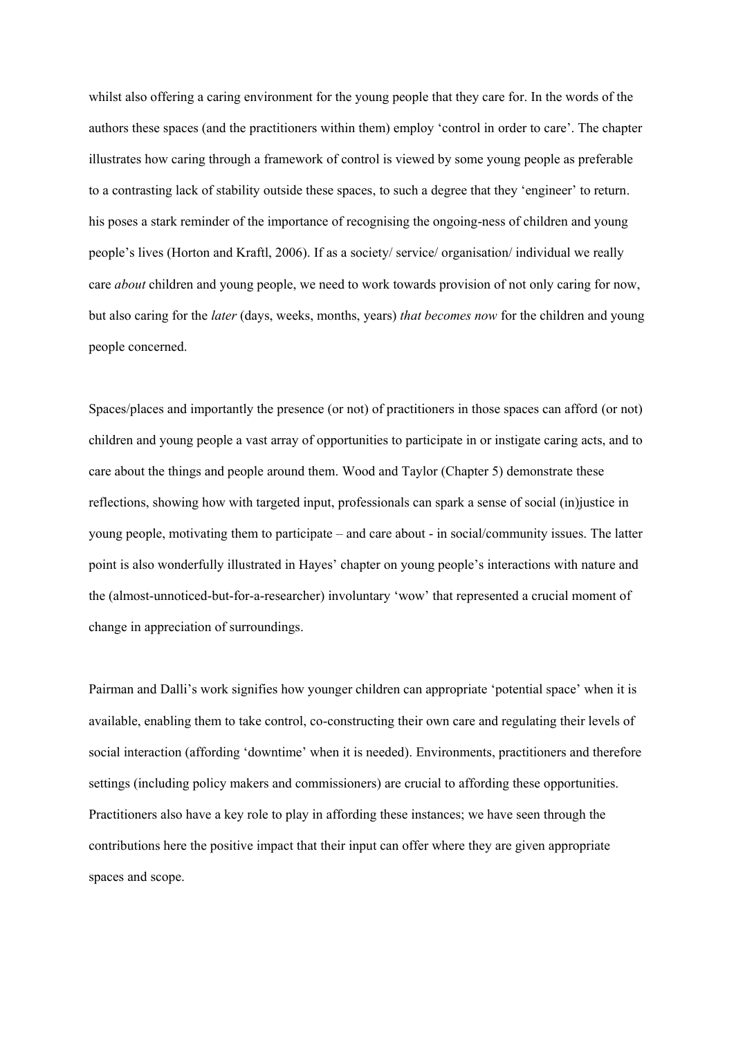whilst also offering a caring environment for the young people that they care for. In the words of the authors these spaces (and the practitioners within them) employ 'control in order to care'. The chapter illustrates how caring through a framework of control is viewed by some young people as preferable to a contrasting lack of stability outside these spaces, to such a degree that they 'engineer' to return. his poses a stark reminder of the importance of recognising the ongoing-ness of children and young people's lives (Horton and Kraftl, 2006). If as a society/ service/ organisation/ individual we really care *about* children and young people, we need to work towards provision of not only caring for now, but also caring for the *later* (days, weeks, months, years) *that becomes now* for the children and young people concerned.

Spaces/places and importantly the presence (or not) of practitioners in those spaces can afford (or not) children and young people a vast array of opportunities to participate in or instigate caring acts, and to care about the things and people around them. Wood and Taylor (Chapter 5) demonstrate these reflections, showing how with targeted input, professionals can spark a sense of social (in)justice in young people, motivating them to participate – and care about - in social/community issues. The latter point is also wonderfully illustrated in Hayes' chapter on young people's interactions with nature and the (almost-unnoticed-but-for-a-researcher) involuntary 'wow' that represented a crucial moment of change in appreciation of surroundings.

Pairman and Dalli's work signifies how younger children can appropriate 'potential space' when it is available, enabling them to take control, co-constructing their own care and regulating their levels of social interaction (affording 'downtime' when it is needed). Environments, practitioners and therefore settings (including policy makers and commissioners) are crucial to affording these opportunities. Practitioners also have a key role to play in affording these instances; we have seen through the contributions here the positive impact that their input can offer where they are given appropriate spaces and scope.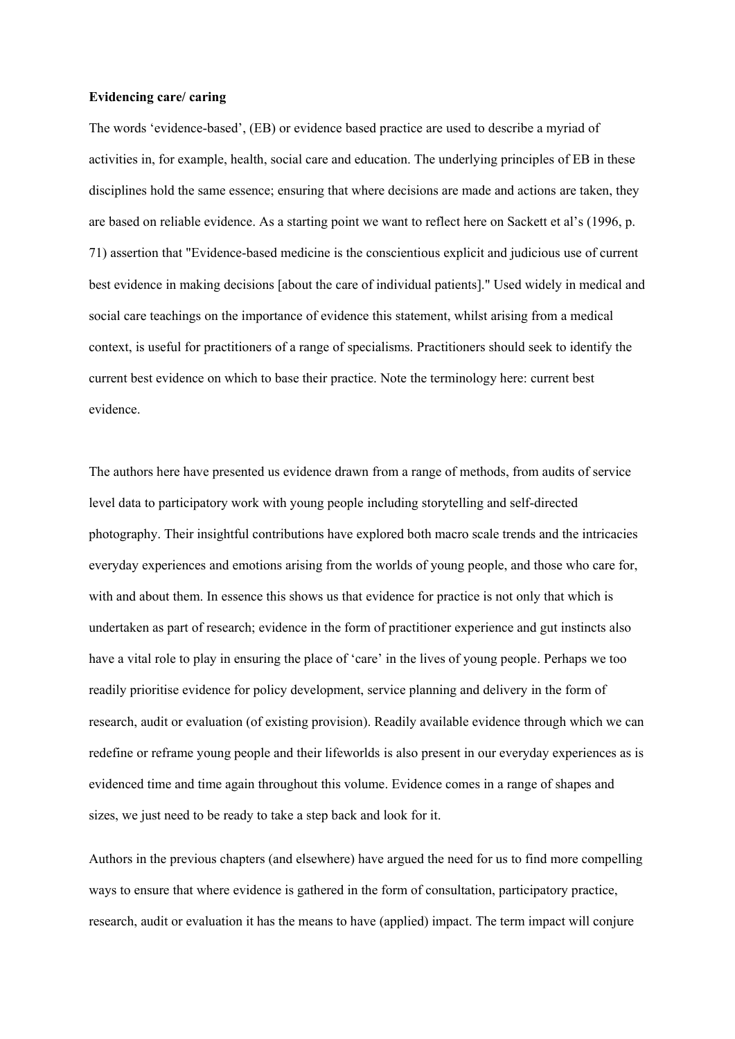**Evidencing care/ caring**

The words 'evidence-based', (EB) or evidence based practice are used to describe a myriad of activities in, for example, health, social care and education. The underlying principles of EB in these disciplines hold the same essence; ensuring that where decisions are made and actions are taken, they are based on reliable evidence. As a starting point we want to reflect here on Sackett et al's (1996, p. 71) assertion that "Evidence-based medicine is the conscientious explicit and judicious use of current best evidence in making decisions [about the care of individual patients]." Used widely in medical and social care teachings on the importance of evidence this statement, whilst arising from a medical context, is useful for practitioners of a range of specialisms. Practitioners should seek to identify the current best evidence on which to base their practice. Note the terminology here: current best evidence.

The authors here have presented us evidence drawn from a range of methods, from audits of service level data to participatory work with young people including storytelling and self-directed photography. Their insightful contributions have explored both macro scale trends and the intricacies everyday experiences and emotions arising from the worlds of young people, and those who care for, with and about them. In essence this shows us that evidence for practice is not only that which is undertaken as part of research; evidence in the form of practitioner experience and gut instincts also have a vital role to play in ensuring the place of 'care' in the lives of young people. Perhaps we too readily prioritise evidence for policy development, service planning and delivery in the form of research, audit or evaluation (of existing provision). Readily available evidence through which we can redefine or reframe young people and their lifeworlds is also present in our everyday experiences as is evidenced time and time again throughout this volume. Evidence comes in a range of shapes and sizes, we just need to be ready to take a step back and look for it.

Authors in the previous chapters (and elsewhere) have argued the need for us to find more compelling ways to ensure that where evidence is gathered in the form of consultation, participatory practice, research, audit or evaluation it has the means to have (applied) impact. The term impact will conjure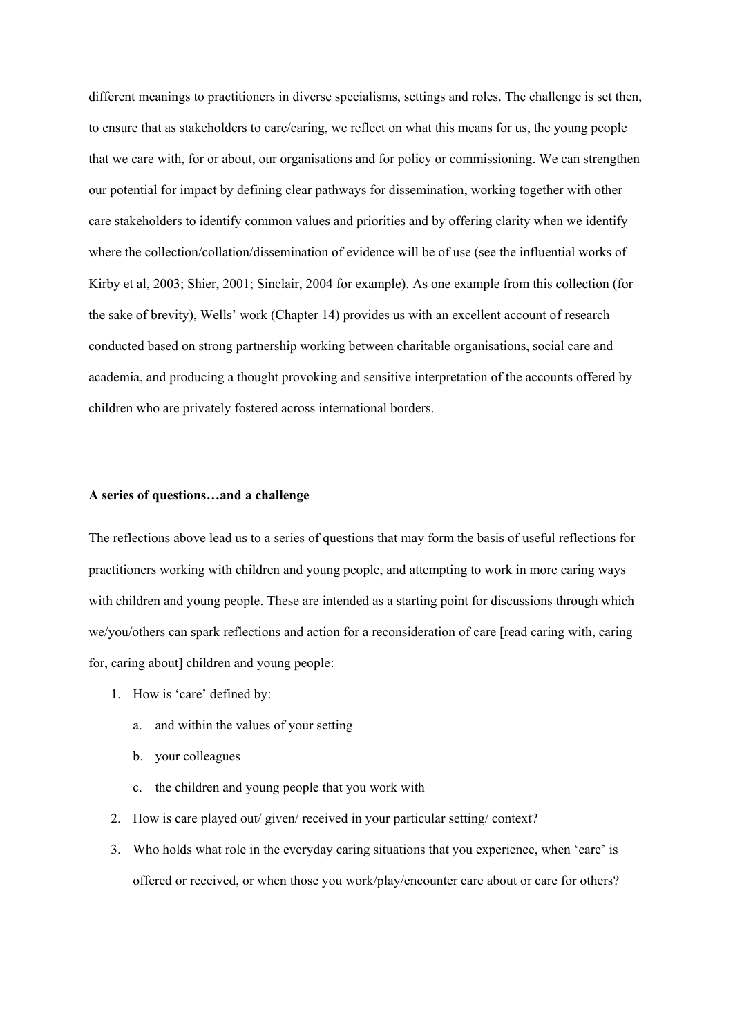different meanings to practitioners in diverse specialisms, settings and roles. The challenge is set then, to ensure that as stakeholders to care/caring, we reflect on what this means for us, the young people that we care with, for or about, our organisations and for policy or commissioning. We can strengthen our potential for impact by defining clear pathways for dissemination, working together with other care stakeholders to identify common values and priorities and by offering clarity when we identify where the collection/collation/dissemination of evidence will be of use (see the influential works of Kirby et al, 2003; Shier, 2001; Sinclair, 2004 for example). As one example from this collection (for the sake of brevity), Wells' work (Chapter 14) provides us with an excellent account of research conducted based on strong partnership working between charitable organisations, social care and academia, and producing a thought provoking and sensitive interpretation of the accounts offered by children who are privately fostered across international borders.

**A series of questions…and a challenge**

The reflections above lead us to a series of questions that may form the basis of useful reflections for practitioners working with children and young people, and attempting to work in more caring ways with children and young people. These are intended as a starting point for discussions through which we/you/others can spark reflections and action for a reconsideration of care [read caring with, caring for, caring about] children and young people:

1. How is 'care' defined by:
    a. and within the values of your setting
    b. your colleagues
    c. the children and young people that you work with
2. How is care played out/ given/ received in your particular setting/ context?
3. Who holds what role in the everyday caring situations that you experience, when 'care' is offered or received, or when those you work/play/encounter care about or care for others?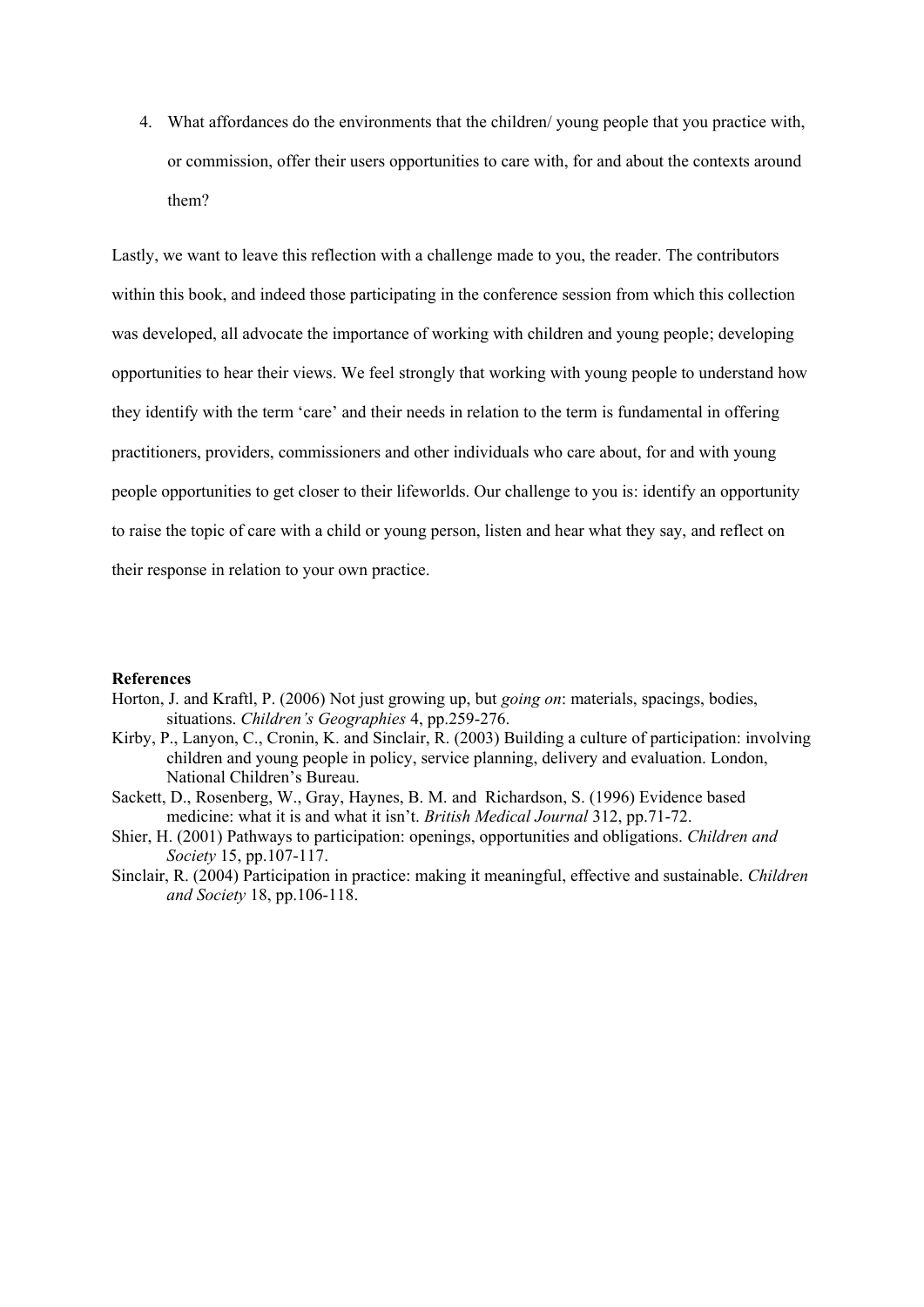4. What affordances do the environments that the children/ young people that you practice with, or commission, offer their users opportunities to care with, for and about the contexts around them?

Lastly, we want to leave this reflection with a challenge made to you, the reader. The contributors within this book, and indeed those participating in the conference session from which this collection was developed, all advocate the importance of working with children and young people; developing opportunities to hear their views. We feel strongly that working with young people to understand how they identify with the term 'care' and their needs in relation to the term is fundamental in offering practitioners, providers, commissioners and other individuals who care about, for and with young people opportunities to get closer to their lifeworlds. Our challenge to you is: identify an opportunity to raise the topic of care with a child or young person, listen and hear what they say, and reflect on their response in relation to your own practice.

**References**

Horton, J. and Kraftl, P. (2006) Not just growing up, but *going on*: materials, spacings, bodies, situations. *Children's Geographies* 4, pp.259-276.

Kirby, P., Lanyon, C., Cronin, K. and Sinclair, R. (2003) Building a culture of participation: involving children and young people in policy, service planning, delivery and evaluation. London, National Children's Bureau.

Sackett, D., Rosenberg, W., Gray, Haynes, B. M. and Richardson, S. (1996) Evidence based medicine: what it is and what it isn't. *British Medical Journal* 312, pp.71-72.

Shier, H. (2001) Pathways to participation: openings, opportunities and obligations. *Children and Society* 15, pp.107-117.

Sinclair, R. (2004) Participation in practice: making it meaningful, effective and sustainable. *Children and Society* 18, pp.106-118.